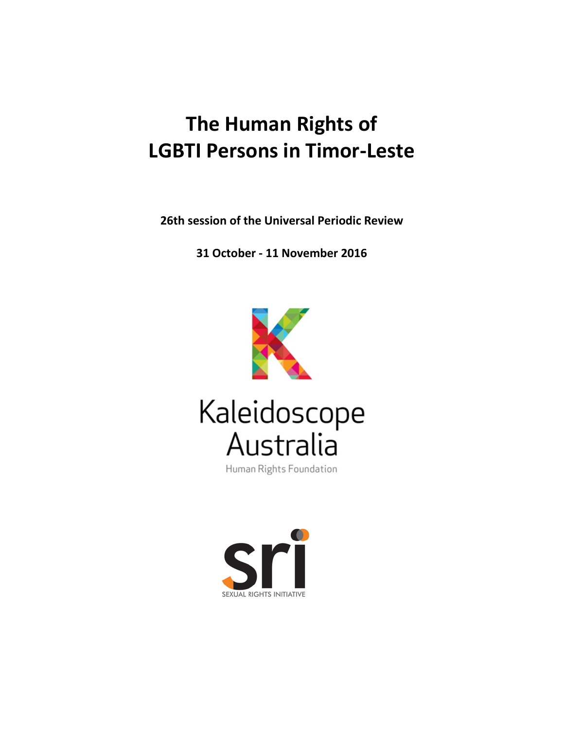# The Human Rights of LGBTI Persons in Timor-Leste

**26th session of the Universal Periodic Review**

**31 October - 11 November 2016**

Kaleidoscope Australia

Human Rights Foundation

sri

SEXUAL RIGHTS INITIATIVE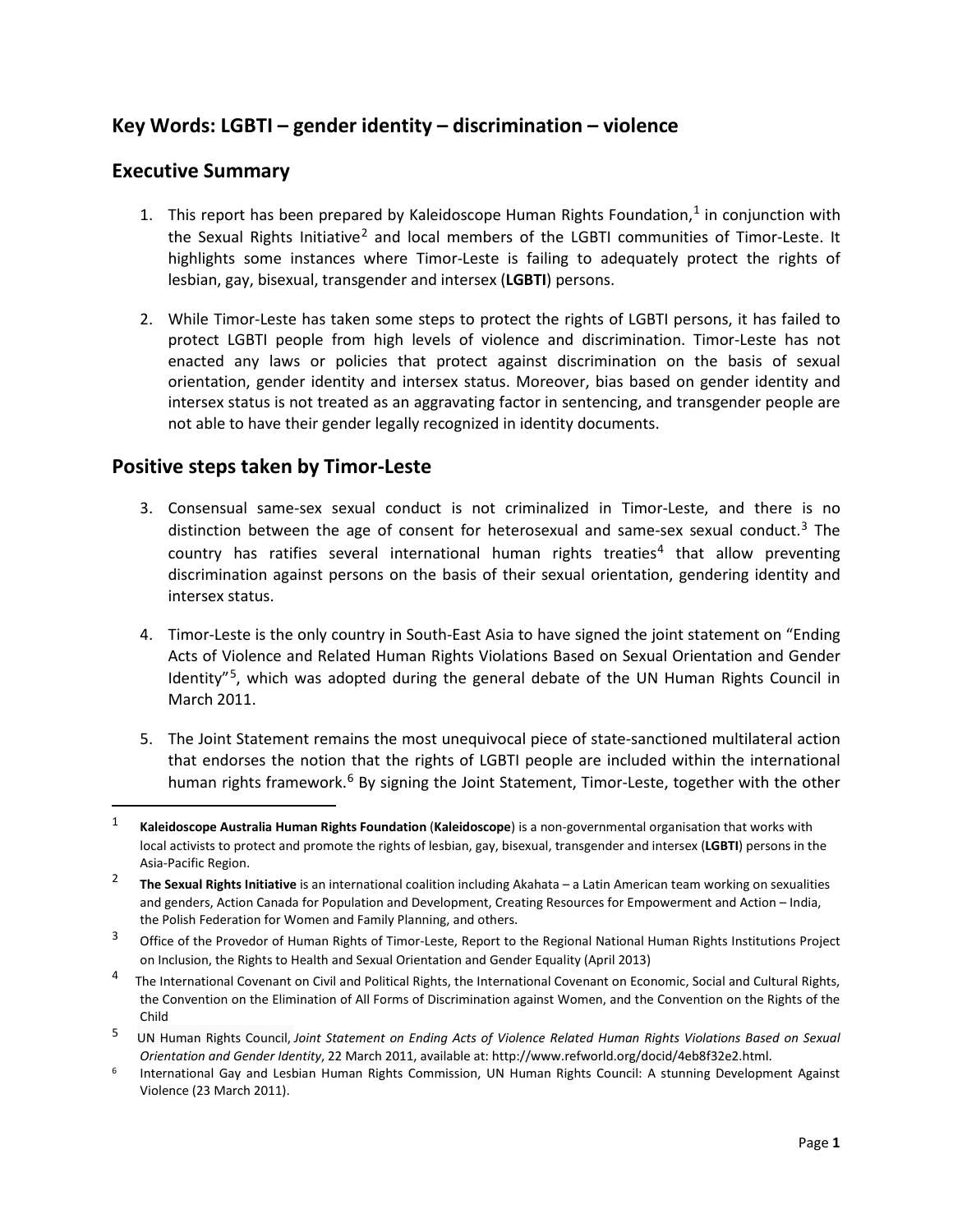## Key Words: LGBTI – gender identity – discrimination – violence

## Executive Summary

1. This report has been prepared by Kaleidoscope Human Rights Foundation,[1] in conjunction with the Sexual Rights Initiative[2] and local members of the LGBTI communities of Timor-Leste. It highlights some instances where Timor-Leste is failing to adequately protect the rights of lesbian, gay, bisexual, transgender and intersex (**LGBTI**) persons.

2. While Timor-Leste has taken some steps to protect the rights of LGBTI persons, it has failed to protect LGBTI people from high levels of violence and discrimination. Timor-Leste has not enacted any laws or policies that protect against discrimination on the basis of sexual orientation, gender identity and intersex status. Moreover, bias based on gender identity and intersex status is not treated as an aggravating factor in sentencing, and transgender people are not able to have their gender legally recognized in identity documents.

## Positive steps taken by Timor-Leste

3. Consensual same-sex sexual conduct is not criminalized in Timor-Leste, and there is no distinction between the age of consent for heterosexual and same-sex sexual conduct.[3] The country has ratifies several international human rights treaties[4] that allow preventing discrimination against persons on the basis of their sexual orientation, gendering identity and intersex status.

4. Timor-Leste is the only country in South-East Asia to have signed the joint statement on "Ending Acts of Violence and Related Human Rights Violations Based on Sexual Orientation and Gender Identity"[5], which was adopted during the general debate of the UN Human Rights Council in March 2011.

5. The Joint Statement remains the most unequivocal piece of state-sanctioned multilateral action that endorses the notion that the rights of LGBTI people are included within the international human rights framework.[6] By signing the Joint Statement, Timor-Leste, together with the other

---

[1] **Kaleidoscope Australia Human Rights Foundation** (**Kaleidoscope**) is a non-governmental organisation that works with local activists to protect and promote the rights of lesbian, gay, bisexual, transgender and intersex (**LGBTI**) persons in the Asia-Pacific Region.

[2] **The Sexual Rights Initiative** is an international coalition including Akahata – a Latin American team working on sexualities and genders, Action Canada for Population and Development, Creating Resources for Empowerment and Action – India, the Polish Federation for Women and Family Planning, and others.

[3] Office of the Provedor of Human Rights of Timor-Leste, Report to the Regional National Human Rights Institutions Project on Inclusion, the Rights to Health and Sexual Orientation and Gender Equality (April 2013)

[4] The International Covenant on Civil and Political Rights, the International Covenant on Economic, Social and Cultural Rights, the Convention on the Elimination of All Forms of Discrimination against Women, and the Convention on the Rights of the Child

[5] UN Human Rights Council, *Joint Statement on Ending Acts of Violence Related Human Rights Violations Based on Sexual Orientation and Gender Identity*, 22 March 2011, available at: http://www.refworld.org/docid/4eb8f32e2.html.

[6] International Gay and Lesbian Human Rights Commission, UN Human Rights Council: A stunning Development Against Violence (23 March 2011).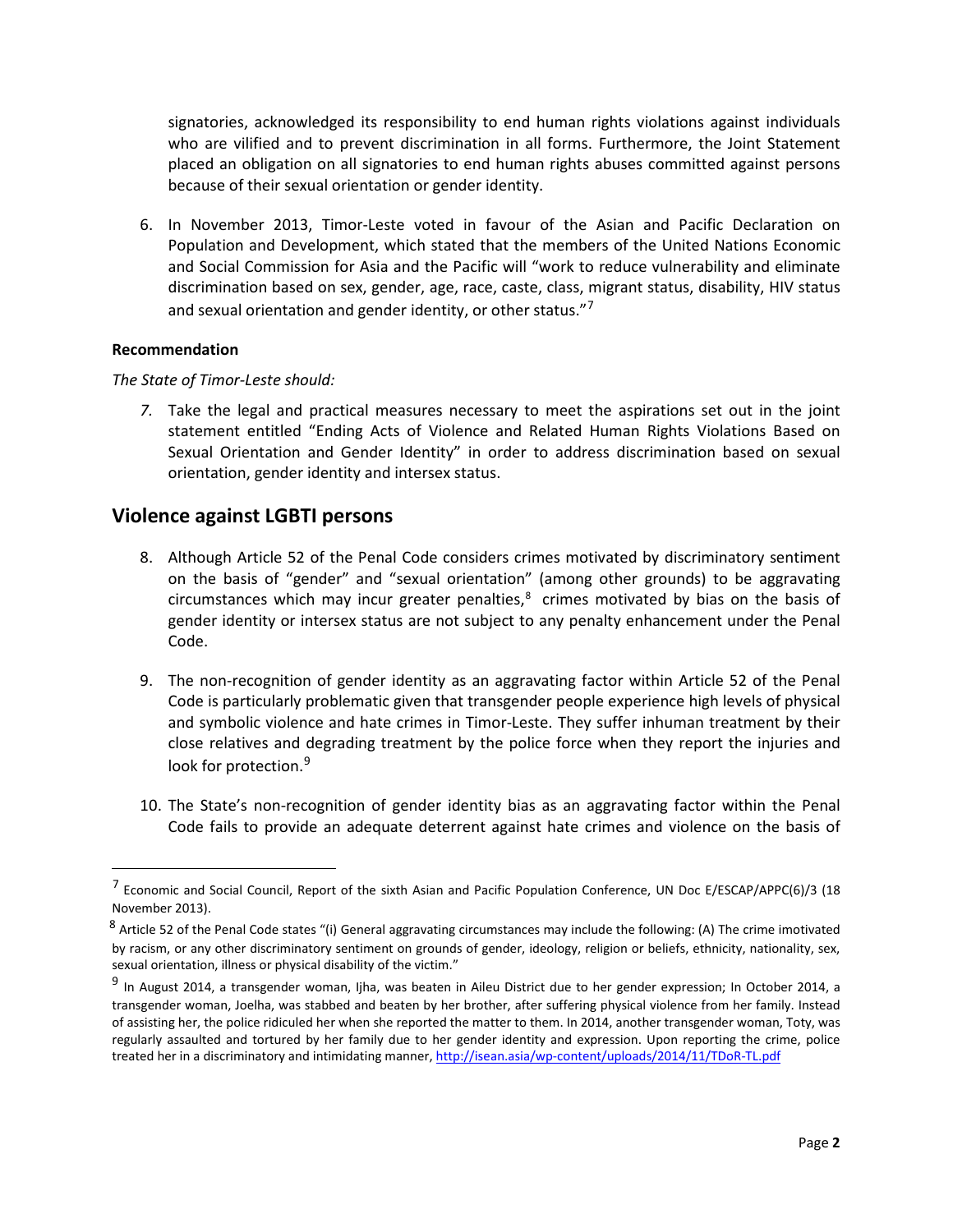signatories, acknowledged its responsibility to end human rights violations against individuals who are vilified and to prevent discrimination in all forms. Furthermore, the Joint Statement placed an obligation on all signatories to end human rights abuses committed against persons because of their sexual orientation or gender identity.

6. In November 2013, Timor-Leste voted in favour of the Asian and Pacific Declaration on Population and Development, which stated that the members of the United Nations Economic and Social Commission for Asia and the Pacific will "work to reduce vulnerability and eliminate discrimination based on sex, gender, age, race, caste, class, migrant status, disability, HIV status and sexual orientation and gender identity, or other status."[7]

**Recommendation**

*The State of Timor-Leste should:*

7. Take the legal and practical measures necessary to meet the aspirations set out in the joint statement entitled "Ending Acts of Violence and Related Human Rights Violations Based on Sexual Orientation and Gender Identity" in order to address discrimination based on sexual orientation, gender identity and intersex status.

## Violence against LGBTI persons

8. Although Article 52 of the Penal Code considers crimes motivated by discriminatory sentiment on the basis of "gender" and "sexual orientation" (among other grounds) to be aggravating circumstances which may incur greater penalties,[8] crimes motivated by bias on the basis of gender identity or intersex status are not subject to any penalty enhancement under the Penal Code.

9. The non-recognition of gender identity as an aggravating factor within Article 52 of the Penal Code is particularly problematic given that transgender people experience high levels of physical and symbolic violence and hate crimes in Timor-Leste. They suffer inhuman treatment by their close relatives and degrading treatment by the police force when they report the injuries and look for protection.[9]

10. The State's non-recognition of gender identity bias as an aggravating factor within the Penal Code fails to provide an adequate deterrent against hate crimes and violence on the basis of

---

[7] Economic and Social Council, Report of the sixth Asian and Pacific Population Conference, UN Doc E/ESCAP/APPC(6)/3 (18 November 2013).

[8] Article 52 of the Penal Code states "(i) General aggravating circumstances may include the following: (A) The crime imotivated by racism, or any other discriminatory sentiment on grounds of gender, ideology, religion or beliefs, ethnicity, nationality, sex, sexual orientation, illness or physical disability of the victim."

[9] In August 2014, a transgender woman, Ijha, was beaten in Aileu District due to her gender expression; In October 2014, a transgender woman, Joelha, was stabbed and beaten by her brother, after suffering physical violence from her family. Instead of assisting her, the police ridiculed her when she reported the matter to them. In 2014, another transgender woman, Toty, was regularly assaulted and tortured by her family due to her gender identity and expression. Upon reporting the crime, police treated her in a discriminatory and intimidating manner, http://isean.asia/wp-content/uploads/2014/11/TDoR-TL.pdf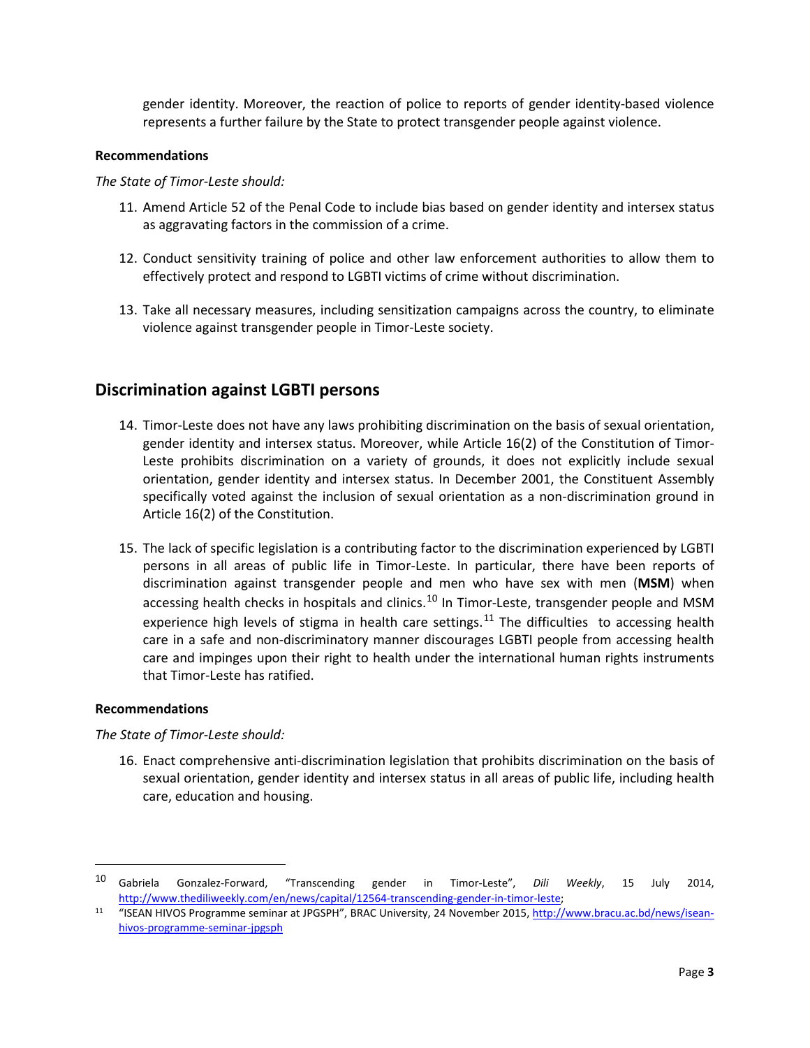gender identity. Moreover, the reaction of police to reports of gender identity-based violence represents a further failure by the State to protect transgender people against violence.

**Recommendations**

*The State of Timor-Leste should:*

11. Amend Article 52 of the Penal Code to include bias based on gender identity and intersex status as aggravating factors in the commission of a crime.

12. Conduct sensitivity training of police and other law enforcement authorities to allow them to effectively protect and respond to LGBTI victims of crime without discrimination.

13. Take all necessary measures, including sensitization campaigns across the country, to eliminate violence against transgender people in Timor-Leste society.

## Discrimination against LGBTI persons

14. Timor-Leste does not have any laws prohibiting discrimination on the basis of sexual orientation, gender identity and intersex status. Moreover, while Article 16(2) of the Constitution of Timor-Leste prohibits discrimination on a variety of grounds, it does not explicitly include sexual orientation, gender identity and intersex status. In December 2001, the Constituent Assembly specifically voted against the inclusion of sexual orientation as a non-discrimination ground in Article 16(2) of the Constitution.

15. The lack of specific legislation is a contributing factor to the discrimination experienced by LGBTI persons in all areas of public life in Timor-Leste. In particular, there have been reports of discrimination against transgender people and men who have sex with men (**MSM**) when accessing health checks in hospitals and clinics.[10] In Timor-Leste, transgender people and MSM experience high levels of stigma in health care settings.[11] The difficulties to accessing health care in a safe and non-discriminatory manner discourages LGBTI people from accessing health care and impinges upon their right to health under the international human rights instruments that Timor-Leste has ratified.

**Recommendations**

*The State of Timor-Leste should:*

16. Enact comprehensive anti-discrimination legislation that prohibits discrimination on the basis of sexual orientation, gender identity and intersex status in all areas of public life, including health care, education and housing.

---

[10] Gabriela Gonzalez-Forward, "Transcending gender in Timor-Leste", *Dili Weekly*, 15 July 2014, http://www.thediliweekly.com/en/news/capital/12564-transcending-gender-in-timor-leste;

[11] "ISEAN HIVOS Programme seminar at JPGSPH", BRAC University, 24 November 2015, http://www.bracu.ac.bd/news/isean-hivos-programme-seminar-jpgsph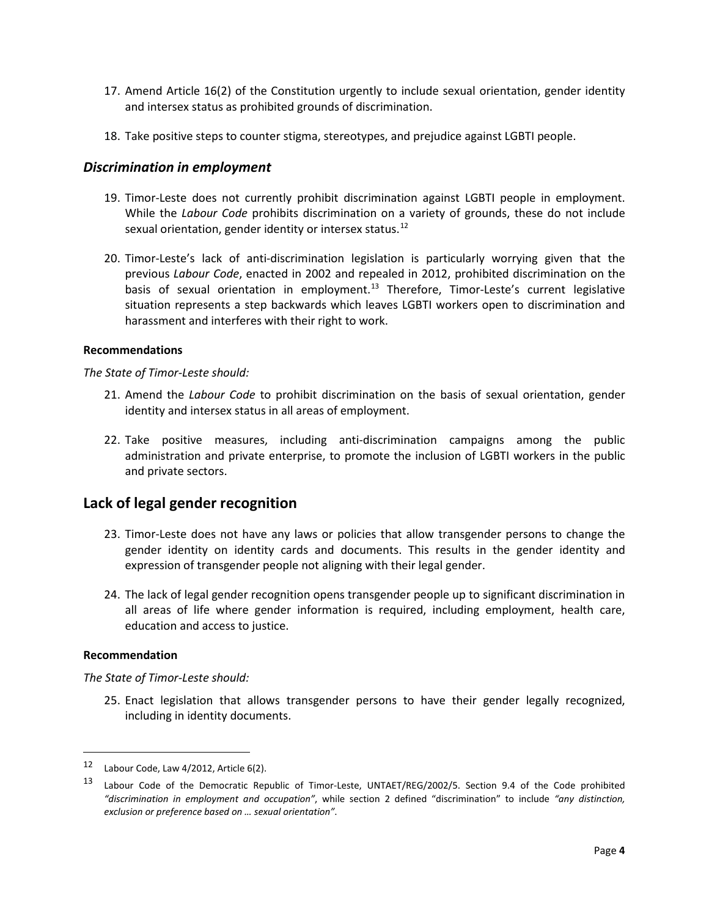17. Amend Article 16(2) of the Constitution urgently to include sexual orientation, gender identity and intersex status as prohibited grounds of discrimination.

18. Take positive steps to counter stigma, stereotypes, and prejudice against LGBTI people.

### *Discrimination in employment*

19. Timor-Leste does not currently prohibit discrimination against LGBTI people in employment. While the *Labour Code* prohibits discrimination on a variety of grounds, these do not include sexual orientation, gender identity or intersex status.[12]

20. Timor-Leste's lack of anti-discrimination legislation is particularly worrying given that the previous *Labour Code*, enacted in 2002 and repealed in 2012, prohibited discrimination on the basis of sexual orientation in employment.[13] Therefore, Timor-Leste's current legislative situation represents a step backwards which leaves LGBTI workers open to discrimination and harassment and interferes with their right to work.

**Recommendations**

*The State of Timor-Leste should:*

21. Amend the *Labour Code* to prohibit discrimination on the basis of sexual orientation, gender identity and intersex status in all areas of employment.

22. Take positive measures, including anti-discrimination campaigns among the public administration and private enterprise, to promote the inclusion of LGBTI workers in the public and private sectors.

## Lack of legal gender recognition

23. Timor-Leste does not have any laws or policies that allow transgender persons to change the gender identity on identity cards and documents. This results in the gender identity and expression of transgender people not aligning with their legal gender.

24. The lack of legal gender recognition opens transgender people up to significant discrimination in all areas of life where gender information is required, including employment, health care, education and access to justice.

**Recommendation**

*The State of Timor-Leste should:*

25. Enact legislation that allows transgender persons to have their gender legally recognized, including in identity documents.

---

[12] Labour Code, Law 4/2012, Article 6(2).

[13] Labour Code of the Democratic Republic of Timor-Leste, UNTAET/REG/2002/5. Section 9.4 of the Code prohibited *"discrimination in employment and occupation"*, while section 2 defined "discrimination" to include *"any distinction, exclusion or preference based on … sexual orientation"*.